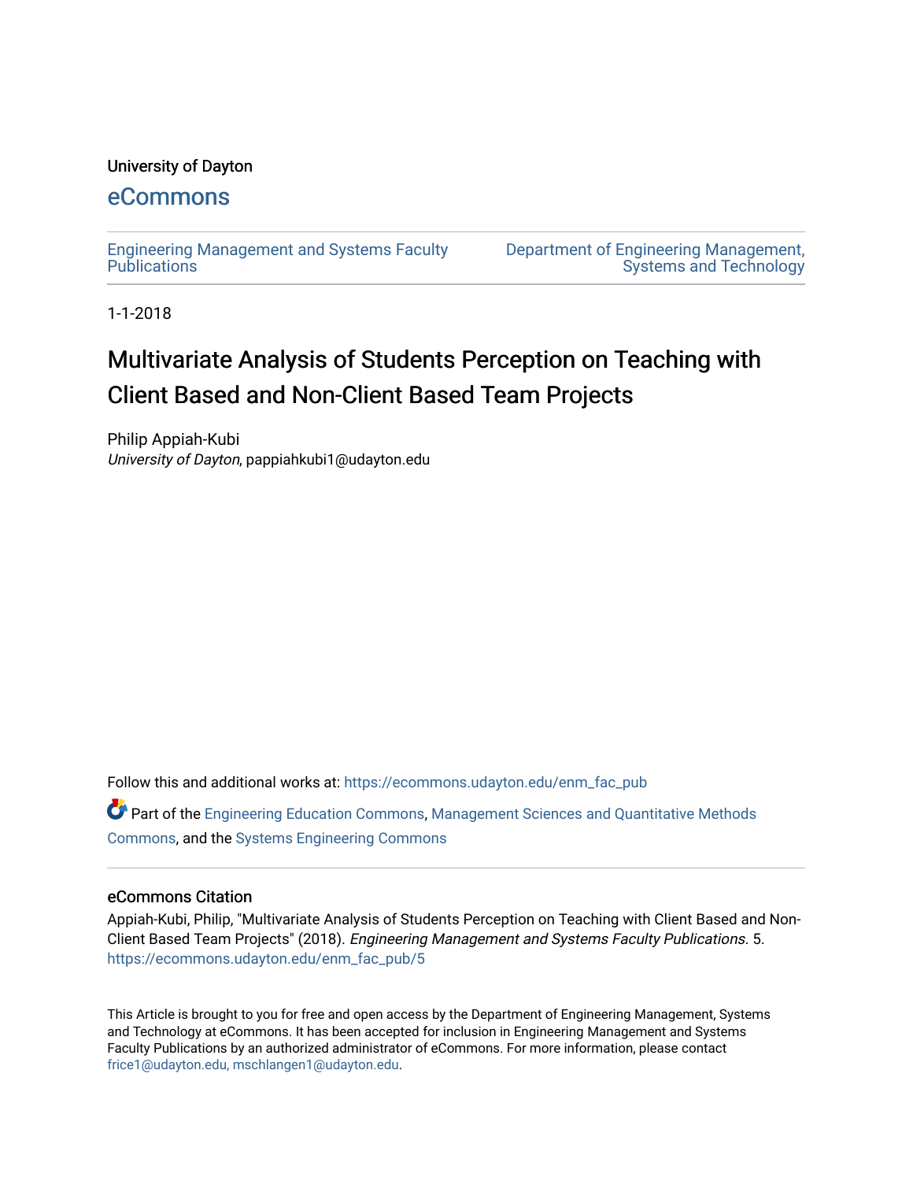University of Dayton

## eCommons

Engineering Management and Systems Faculty Publications

Department of Engineering Management, Systems and Technology

1-1-2018

# Multivariate Analysis of Students Perception on Teaching with Client Based and Non-Client Based Team Projects

Philip Appiah-Kubi
*University of Dayton*, pappiahkubi1@udayton.edu

Follow this and additional works at: https://ecommons.udayton.edu/enm_fac_pub

Part of the Engineering Education Commons, Management Sciences and Quantitative Methods Commons, and the Systems Engineering Commons

### eCommons Citation

Appiah-Kubi, Philip, "Multivariate Analysis of Students Perception on Teaching with Client Based and Non-Client Based Team Projects" (2018). *Engineering Management and Systems Faculty Publications*. 5.
https://ecommons.udayton.edu/enm_fac_pub/5

This Article is brought to you for free and open access by the Department of Engineering Management, Systems and Technology at eCommons. It has been accepted for inclusion in Engineering Management and Systems Faculty Publications by an authorized administrator of eCommons. For more information, please contact frice1@udayton.edu, mschlangen1@udayton.edu.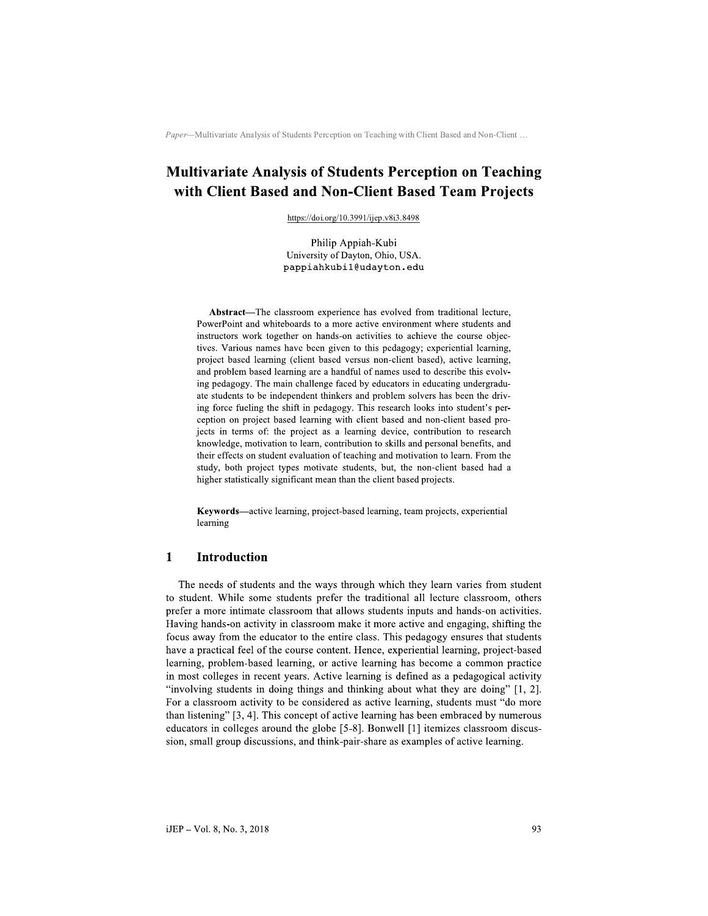# Multivariate Analysis of Students Perception on Teaching with Client Based and Non-Client Based Team Projects

https://doi.org/10.3991/ijep.v8i3.8498

Philip Appiah-Kubi
University of Dayton, Ohio, USA.
pappiahkubi1@udayton.edu

**Abstract**—The classroom experience has evolved from traditional lecture, PowerPoint and whiteboards to a more active environment where students and instructors work together on hands-on activities to achieve the course objectives. Various names have been given to this pedagogy; experiential learning, project based learning (client based versus non-client based), active learning, and problem based learning are a handful of names used to describe this evolving pedagogy. The main challenge faced by educators in educating undergraduate students to be independent thinkers and problem solvers has been the driving force fueling the shift in pedagogy. This research looks into student's perception on project based learning with client based and non-client based projects in terms of: the project as a learning device, contribution to research knowledge, motivation to learn, contribution to skills and personal benefits, and their effects on student evaluation of teaching and motivation to learn. From the study, both project types motivate students, but, the non-client based had a higher statistically significant mean than the client based projects.

**Keywords**—active learning, project-based learning, team projects, experiential learning

## 1 Introduction

The needs of students and the ways through which they learn varies from student to student. While some students prefer the traditional all lecture classroom, others prefer a more intimate classroom that allows students inputs and hands-on activities. Having hands-on activity in classroom make it more active and engaging, shifting the focus away from the educator to the entire class. This pedagogy ensures that students have a practical feel of the course content. Hence, experiential learning, project-based learning, problem-based learning, or active learning has become a common practice in most colleges in recent years. Active learning is defined as a pedagogical activity "involving students in doing things and thinking about what they are doing" [1, 2]. For a classroom activity to be considered as active learning, students must "do more than listening" [3, 4]. This concept of active learning has been embraced by numerous educators in colleges around the globe [5-8]. Bonwell [1] itemizes classroom discussion, small group discussions, and think-pair-share as examples of active learning.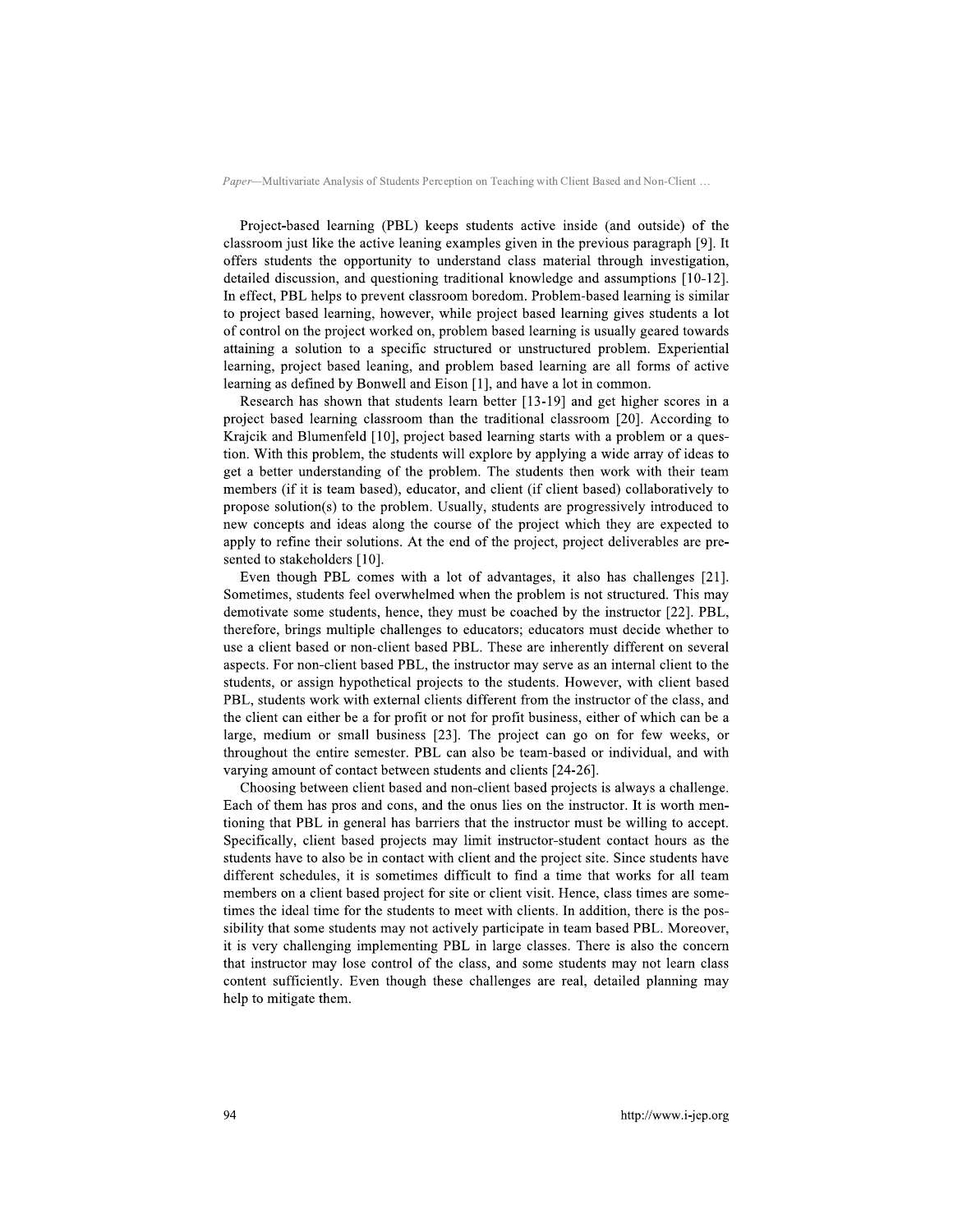Project-based learning (PBL) keeps students active inside (and outside) of the classroom just like the active leaning examples given in the previous paragraph [9]. It offers students the opportunity to understand class material through investigation, detailed discussion, and questioning traditional knowledge and assumptions [10-12]. In effect, PBL helps to prevent classroom boredom. Problem-based learning is similar to project based learning, however, while project based learning gives students a lot of control on the project worked on, problem based learning is usually geared towards attaining a solution to a specific structured or unstructured problem. Experiential learning, project based leaning, and problem based learning are all forms of active learning as defined by Bonwell and Eison [1], and have a lot in common.

Research has shown that students learn better [13-19] and get higher scores in a project based learning classroom than the traditional classroom [20]. According to Krajcik and Blumenfeld [10], project based learning starts with a problem or a question. With this problem, the students will explore by applying a wide array of ideas to get a better understanding of the problem. The students then work with their team members (if it is team based), educator, and client (if client based) collaboratively to propose solution(s) to the problem. Usually, students are progressively introduced to new concepts and ideas along the course of the project which they are expected to apply to refine their solutions. At the end of the project, project deliverables are presented to stakeholders [10].

Even though PBL comes with a lot of advantages, it also has challenges [21]. Sometimes, students feel overwhelmed when the problem is not structured. This may demotivate some students, hence, they must be coached by the instructor [22]. PBL, therefore, brings multiple challenges to educators; educators must decide whether to use a client based or non-client based PBL. These are inherently different on several aspects. For non-client based PBL, the instructor may serve as an internal client to the students, or assign hypothetical projects to the students. However, with client based PBL, students work with external clients different from the instructor of the class, and the client can either be a for profit or not for profit business, either of which can be a large, medium or small business [23]. The project can go on for few weeks, or throughout the entire semester. PBL can also be team-based or individual, and with varying amount of contact between students and clients [24-26].

Choosing between client based and non-client based projects is always a challenge. Each of them has pros and cons, and the onus lies on the instructor. It is worth mentioning that PBL in general has barriers that the instructor must be willing to accept. Specifically, client based projects may limit instructor-student contact hours as the students have to also be in contact with client and the project site. Since students have different schedules, it is sometimes difficult to find a time that works for all team members on a client based project for site or client visit. Hence, class times are sometimes the ideal time for the students to meet with clients. In addition, there is the possibility that some students may not actively participate in team based PBL. Moreover, it is very challenging implementing PBL in large classes. There is also the concern that instructor may lose control of the class, and some students may not learn class content sufficiently. Even though these challenges are real, detailed planning may help to mitigate them.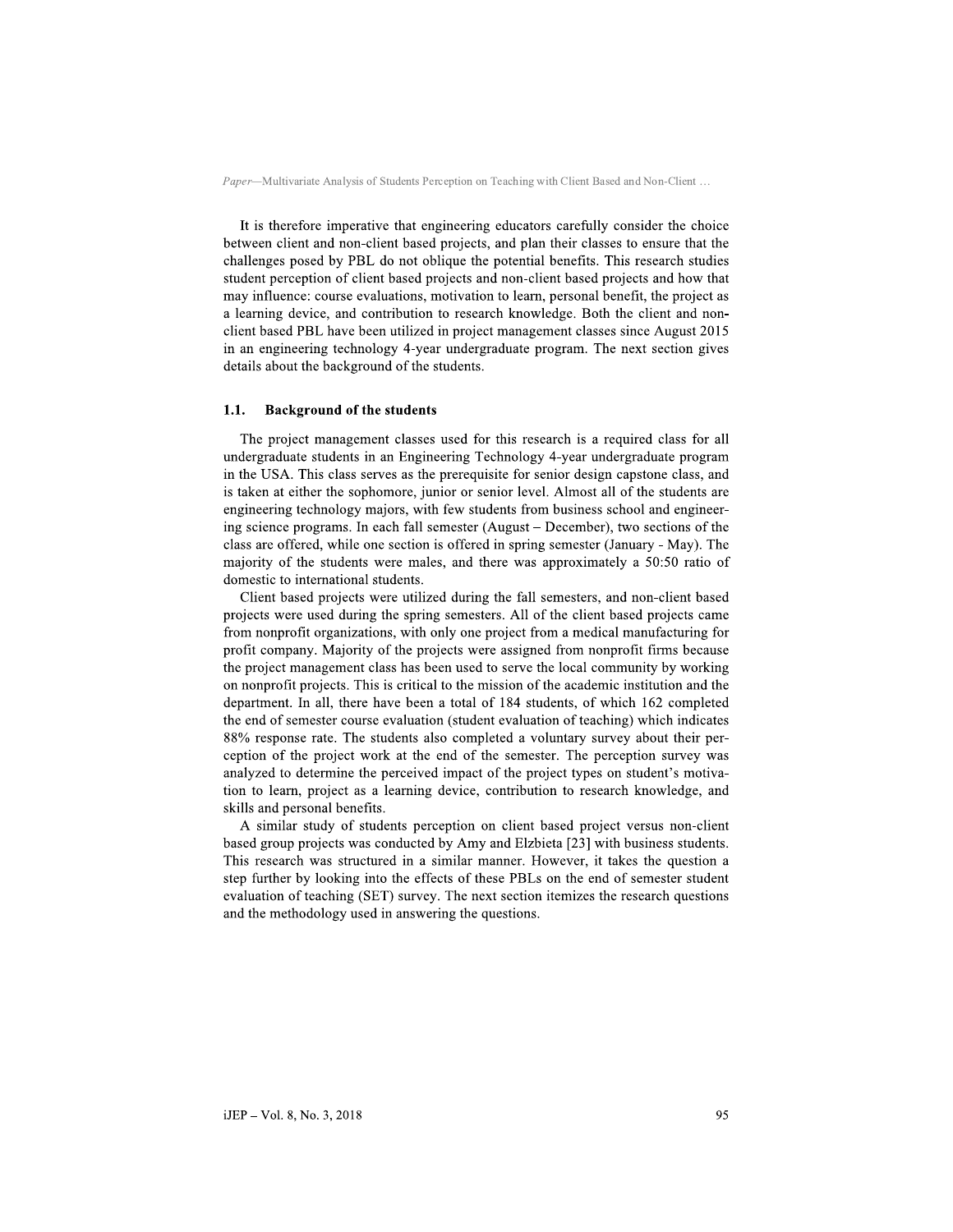It is therefore imperative that engineering educators carefully consider the choice between client and non-client based projects, and plan their classes to ensure that the challenges posed by PBL do not oblique the potential benefits. This research studies student perception of client based projects and non-client based projects and how that may influence: course evaluations, motivation to learn, personal benefit, the project as a learning device, and contribution to research knowledge. Both the client and non-client based PBL have been utilized in project management classes since August 2015 in an engineering technology 4-year undergraduate program. The next section gives details about the background of the students.

### 1.1. Background of the students

The project management classes used for this research is a required class for all undergraduate students in an Engineering Technology 4-year undergraduate program in the USA. This class serves as the prerequisite for senior design capstone class, and is taken at either the sophomore, junior or senior level. Almost all of the students are engineering technology majors, with few students from business school and engineering science programs. In each fall semester (August – December), two sections of the class are offered, while one section is offered in spring semester (January - May). The majority of the students were males, and there was approximately a 50:50 ratio of domestic to international students.

Client based projects were utilized during the fall semesters, and non-client based projects were used during the spring semesters. All of the client based projects came from nonprofit organizations, with only one project from a medical manufacturing for profit company. Majority of the projects were assigned from nonprofit firms because the project management class has been used to serve the local community by working on nonprofit projects. This is critical to the mission of the academic institution and the department. In all, there have been a total of 184 students, of which 162 completed the end of semester course evaluation (student evaluation of teaching) which indicates 88% response rate. The students also completed a voluntary survey about their perception of the project work at the end of the semester. The perception survey was analyzed to determine the perceived impact of the project types on student's motivation to learn, project as a learning device, contribution to research knowledge, and skills and personal benefits.

A similar study of students perception on client based project versus non-client based group projects was conducted by Amy and Elzbieta [23] with business students. This research was structured in a similar manner. However, it takes the question a step further by looking into the effects of these PBLs on the end of semester student evaluation of teaching (SET) survey. The next section itemizes the research questions and the methodology used in answering the questions.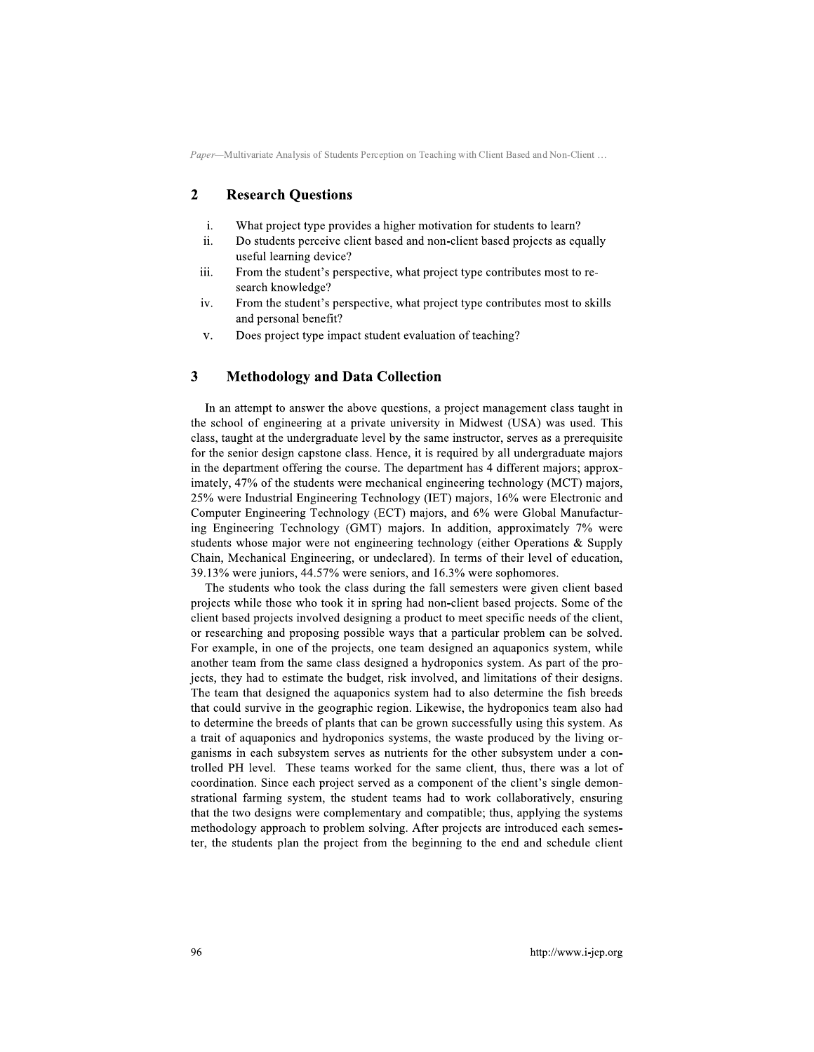## 2 Research Questions

i. What project type provides a higher motivation for students to learn?

ii. Do students perceive client based and non-client based projects as equally useful learning device?

iii. From the student's perspective, what project type contributes most to research knowledge?

iv. From the student's perspective, what project type contributes most to skills and personal benefit?

v. Does project type impact student evaluation of teaching?

## 3 Methodology and Data Collection

In an attempt to answer the above questions, a project management class taught in the school of engineering at a private university in Midwest (USA) was used. This class, taught at the undergraduate level by the same instructor, serves as a prerequisite for the senior design capstone class. Hence, it is required by all undergraduate majors in the department offering the course. The department has 4 different majors; approximately, 47% of the students were mechanical engineering technology (MCT) majors, 25% were Industrial Engineering Technology (IET) majors, 16% were Electronic and Computer Engineering Technology (ECT) majors, and 6% were Global Manufacturing Engineering Technology (GMT) majors. In addition, approximately 7% were students whose major were not engineering technology (either Operations & Supply Chain, Mechanical Engineering, or undeclared). In terms of their level of education, 39.13% were juniors, 44.57% were seniors, and 16.3% were sophomores.

The students who took the class during the fall semesters were given client based projects while those who took it in spring had non-client based projects. Some of the client based projects involved designing a product to meet specific needs of the client, or researching and proposing possible ways that a particular problem can be solved. For example, in one of the projects, one team designed an aquaponics system, while another team from the same class designed a hydroponics system. As part of the projects, they had to estimate the budget, risk involved, and limitations of their designs. The team that designed the aquaponics system had to also determine the fish breeds that could survive in the geographic region. Likewise, the hydroponics team also had to determine the breeds of plants that can be grown successfully using this system. As a trait of aquaponics and hydroponics systems, the waste produced by the living organisms in each subsystem serves as nutrients for the other subsystem under a controlled PH level. These teams worked for the same client, thus, there was a lot of coordination. Since each project served as a component of the client's single demonstrational farming system, the student teams had to work collaboratively, ensuring that the two designs were complementary and compatible; thus, applying the systems methodology approach to problem solving. After projects are introduced each semester, the students plan the project from the beginning to the end and schedule client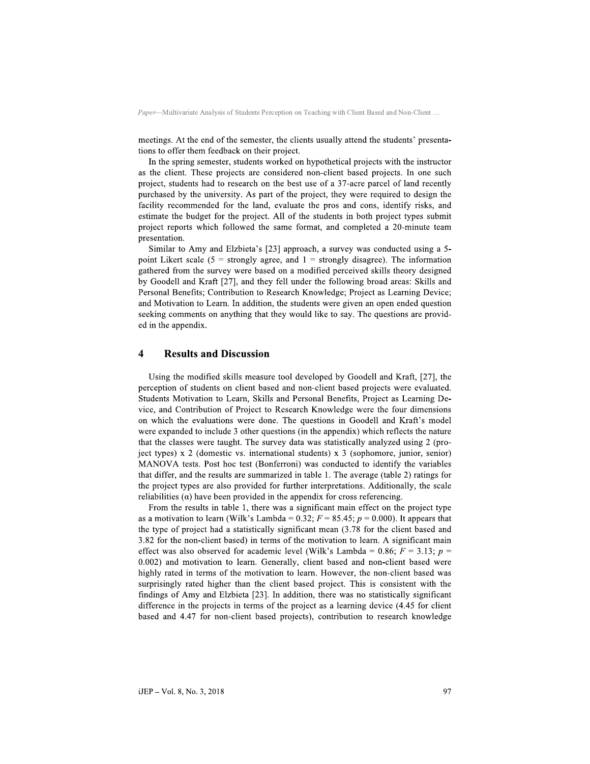meetings. At the end of the semester, the clients usually attend the students' presentations to offer them feedback on their project.

In the spring semester, students worked on hypothetical projects with the instructor as the client. These projects are considered non-client based projects. In one such project, students had to research on the best use of a 37-acre parcel of land recently purchased by the university. As part of the project, they were required to design the facility recommended for the land, evaluate the pros and cons, identify risks, and estimate the budget for the project. All of the students in both project types submit project reports which followed the same format, and completed a 20-minute team presentation.

Similar to Amy and Elzbieta's [23] approach, a survey was conducted using a 5-point Likert scale (5 = strongly agree, and 1 = strongly disagree). The information gathered from the survey were based on a modified perceived skills theory designed by Goodell and Kraft [27], and they fell under the following broad areas: Skills and Personal Benefits; Contribution to Research Knowledge; Project as Learning Device; and Motivation to Learn. In addition, the students were given an open ended question seeking comments on anything that they would like to say. The questions are provided in the appendix.

## 4 Results and Discussion

Using the modified skills measure tool developed by Goodell and Kraft, [27], the perception of students on client based and non-client based projects were evaluated. Students Motivation to Learn, Skills and Personal Benefits, Project as Learning Device, and Contribution of Project to Research Knowledge were the four dimensions on which the evaluations were done. The questions in Goodell and Kraft's model were expanded to include 3 other questions (in the appendix) which reflects the nature that the classes were taught. The survey data was statistically analyzed using 2 (project types) x 2 (domestic vs. international students) x 3 (sophomore, junior, senior) MANOVA tests. Post hoc test (Bonferroni) was conducted to identify the variables that differ, and the results are summarized in table 1. The average (table 2) ratings for the project types are also provided for further interpretations. Additionally, the scale reliabilities ($\alpha$) have been provided in the appendix for cross referencing.

From the results in table 1, there was a significant main effect on the project type as a motivation to learn (Wilk's Lambda = 0.32; $F = 85.45$; $p = 0.000$). It appears that the type of project had a statistically significant mean (3.78 for the client based and 3.82 for the non-client based) in terms of the motivation to learn. A significant main effect was also observed for academic level (Wilk's Lambda = 0.86; $F = 3.13$; $p = 0.002$) and motivation to learn. Generally, client based and non-client based were highly rated in terms of the motivation to learn. However, the non-client based was surprisingly rated higher than the client based project. This is consistent with the findings of Amy and Elzbieta [23]. In addition, there was no statistically significant difference in the projects in terms of the project as a learning device (4.45 for client based and 4.47 for non-client based projects), contribution to research knowledge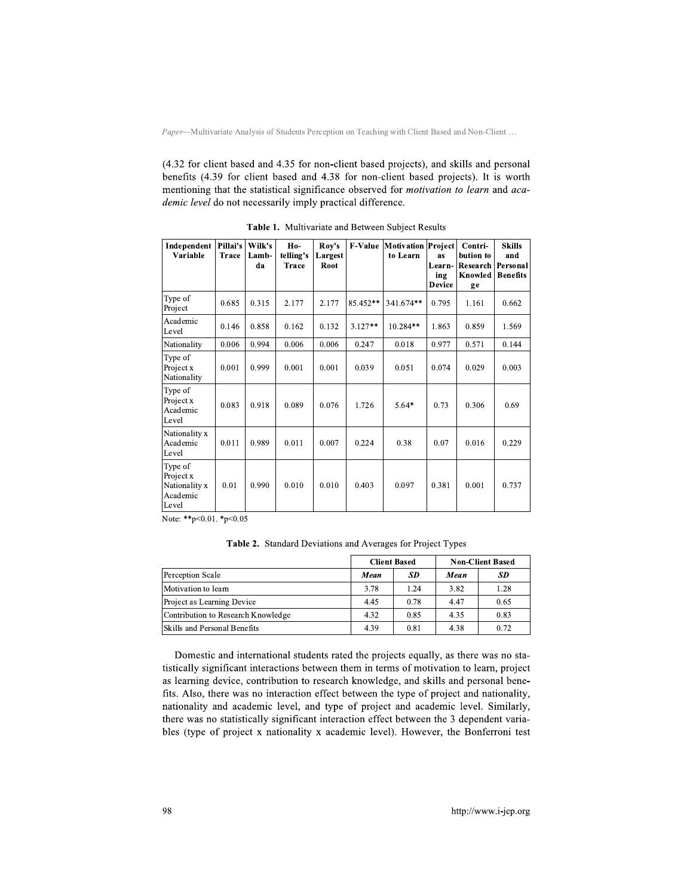(4.32 for client based and 4.35 for non-client based projects), and skills and personal benefits (4.39 for client based and 4.38 for non-client based projects). It is worth mentioning that the statistical significance observed for *motivation to learn* and *academic level* do not necessarily imply practical difference.

**Table 1.** Multivariate and Between Subject Results

| Independent Variable | Pillai's Trace | Wilk's Lambda | Hotelling's Trace | Roy's Largest Root | F-Value | Motivation to Learn | Project as Learning Device | Contribution to Research Knowledge | Skills and Personal Benefits |
|---|---|---|---|---|---|---|---|---|---|
| Type of Project | 0.685 | 0.315 | 2.177 | 2.177 | 85.452** | 341.674** | 0.795 | 1.161 | 0.662 |
| Academic Level | 0.146 | 0.858 | 0.162 | 0.132 | 3.127** | 10.284** | 1.863 | 0.859 | 1.569 |
| Nationality | 0.006 | 0.994 | 0.006 | 0.006 | 0.247 | 0.018 | 0.977 | 0.571 | 0.144 |
| Type of Project x Nationality | 0.001 | 0.999 | 0.001 | 0.001 | 0.039 | 0.051 | 0.074 | 0.029 | 0.003 |
| Type of Project x Academic Level | 0.083 | 0.918 | 0.089 | 0.076 | 1.726 | 5.64* | 0.73 | 0.306 | 0.69 |
| Nationality x Academic Level | 0.011 | 0.989 | 0.011 | 0.007 | 0.224 | 0.38 | 0.07 | 0.016 | 0.229 |
| Type of Project x Nationality x Academic Level | 0.01 | 0.990 | 0.010 | 0.010 | 0.403 | 0.097 | 0.381 | 0.001 | 0.737 |

Note: **p<0.01. *p<0.05

**Table 2.** Standard Deviations and Averages for Project Types

| | Client Based | | Non-Client Based | |
|---|---|---|---|---|
| Perception Scale | ***Mean*** | ***SD*** | ***Mean*** | ***SD*** |
| Motivation to learn | 3.78 | 1.24 | 3.82 | 1.28 |
| Project as Learning Device | 4.45 | 0.78 | 4.47 | 0.65 |
| Contribution to Research Knowledge | 4.32 | 0.85 | 4.35 | 0.83 |
| Skills and Personal Benefits | 4.39 | 0.81 | 4.38 | 0.72 |

Domestic and international students rated the projects equally, as there was no statistically significant interactions between them in terms of motivation to learn, project as learning device, contribution to research knowledge, and skills and personal benefits. Also, there was no interaction effect between the type of project and nationality, nationality and academic level, and type of project and academic level. Similarly, there was no statistically significant interaction effect between the 3 dependent variables (type of project x nationality x academic level). However, the Bonferroni test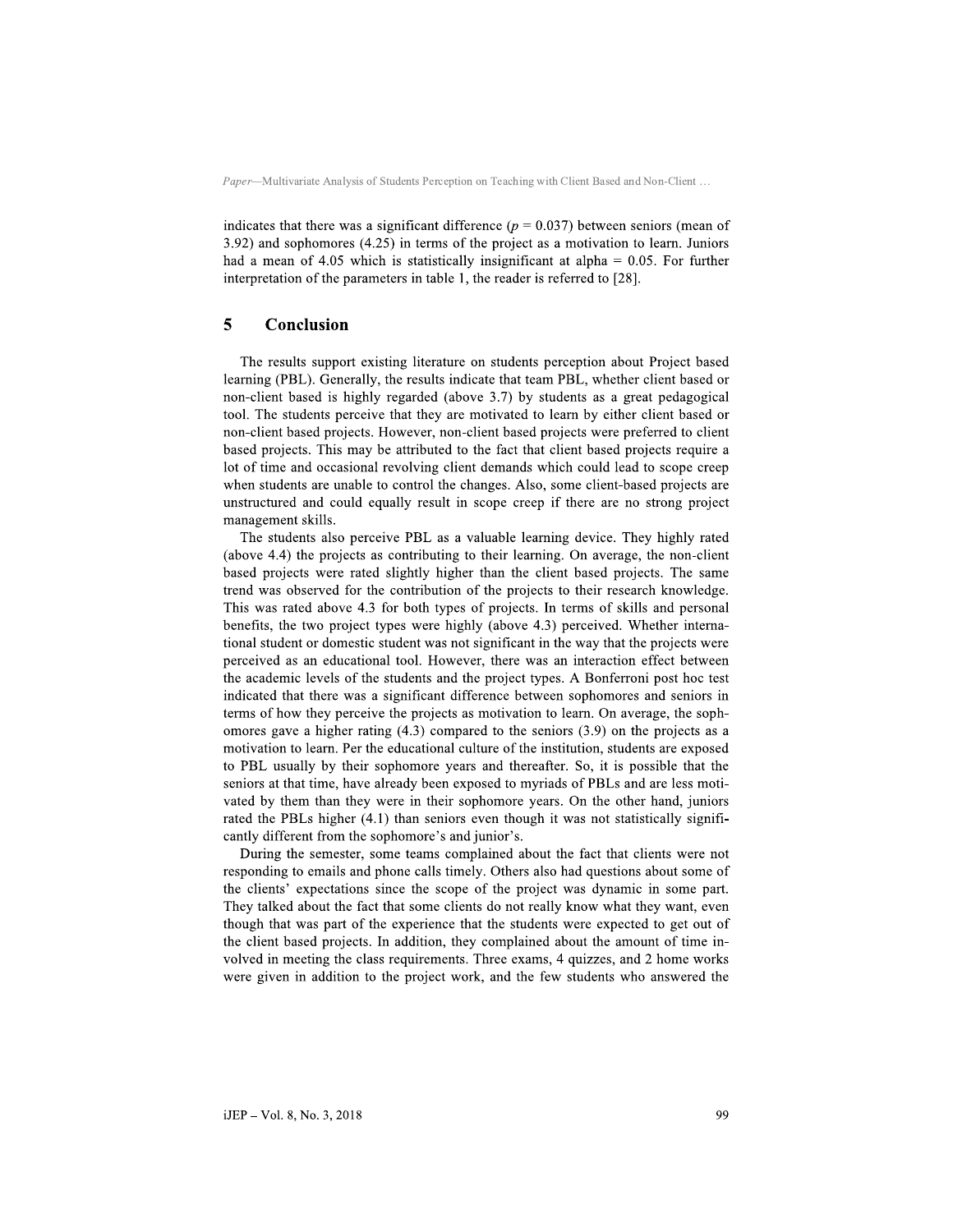indicates that there was a significant difference ($p = 0.037$) between seniors (mean of 3.92) and sophomores (4.25) in terms of the project as a motivation to learn. Juniors had a mean of 4.05 which is statistically insignificant at alpha = 0.05. For further interpretation of the parameters in table 1, the reader is referred to [28].

## 5 Conclusion

The results support existing literature on students perception about Project based learning (PBL). Generally, the results indicate that team PBL, whether client based or non-client based is highly regarded (above 3.7) by students as a great pedagogical tool. The students perceive that they are motivated to learn by either client based or non-client based projects. However, non-client based projects were preferred to client based projects. This may be attributed to the fact that client based projects require a lot of time and occasional revolving client demands which could lead to scope creep when students are unable to control the changes. Also, some client-based projects are unstructured and could equally result in scope creep if there are no strong project management skills.

The students also perceive PBL as a valuable learning device. They highly rated (above 4.4) the projects as contributing to their learning. On average, the non-client based projects were rated slightly higher than the client based projects. The same trend was observed for the contribution of the projects to their research knowledge. This was rated above 4.3 for both types of projects. In terms of skills and personal benefits, the two project types were highly (above 4.3) perceived. Whether international student or domestic student was not significant in the way that the projects were perceived as an educational tool. However, there was an interaction effect between the academic levels of the students and the project types. A Bonferroni post hoc test indicated that there was a significant difference between sophomores and seniors in terms of how they perceive the projects as motivation to learn. On average, the sophomores gave a higher rating (4.3) compared to the seniors (3.9) on the projects as a motivation to learn. Per the educational culture of the institution, students are exposed to PBL usually by their sophomore years and thereafter. So, it is possible that the seniors at that time, have already been exposed to myriads of PBLs and are less motivated by them than they were in their sophomore years. On the other hand, juniors rated the PBLs higher (4.1) than seniors even though it was not statistically significantly different from the sophomore's and junior's.

During the semester, some teams complained about the fact that clients were not responding to emails and phone calls timely. Others also had questions about some of the clients' expectations since the scope of the project was dynamic in some part. They talked about the fact that some clients do not really know what they want, even though that was part of the experience that the students were expected to get out of the client based projects. In addition, they complained about the amount of time involved in meeting the class requirements. Three exams, 4 quizzes, and 2 home works were given in addition to the project work, and the few students who answered the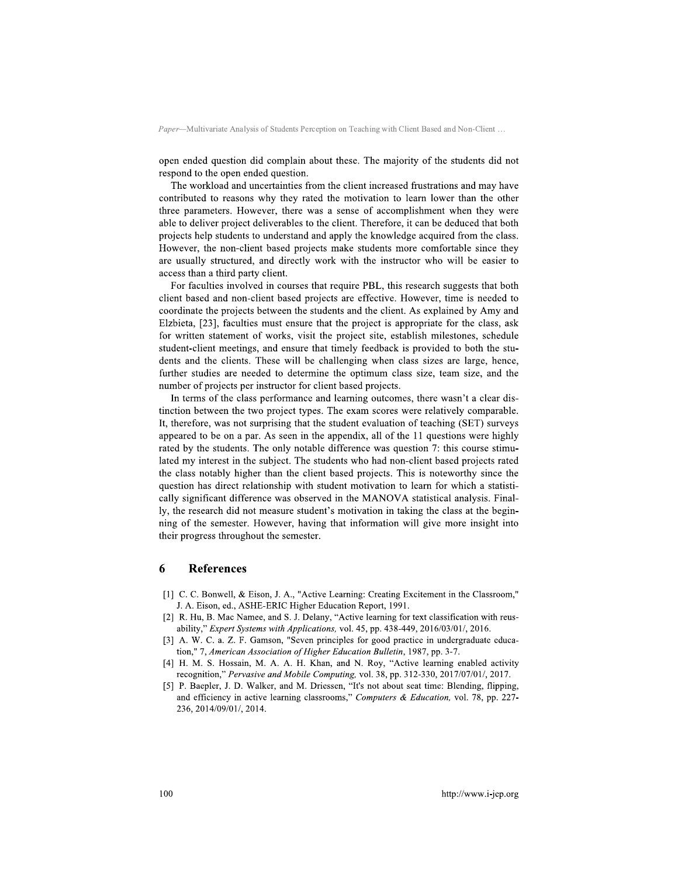open ended question did complain about these. The majority of the students did not respond to the open ended question.

The workload and uncertainties from the client increased frustrations and may have contributed to reasons why they rated the motivation to learn lower than the other three parameters. However, there was a sense of accomplishment when they were able to deliver project deliverables to the client. Therefore, it can be deduced that both projects help students to understand and apply the knowledge acquired from the class. However, the non-client based projects make students more comfortable since they are usually structured, and directly work with the instructor who will be easier to access than a third party client.

For faculties involved in courses that require PBL, this research suggests that both client based and non-client based projects are effective. However, time is needed to coordinate the projects between the students and the client. As explained by Amy and Elzbieta, [23], faculties must ensure that the project is appropriate for the class, ask for written statement of works, visit the project site, establish milestones, schedule student-client meetings, and ensure that timely feedback is provided to both the students and the clients. These will be challenging when class sizes are large, hence, further studies are needed to determine the optimum class size, team size, and the number of projects per instructor for client based projects.

In terms of the class performance and learning outcomes, there wasn't a clear distinction between the two project types. The exam scores were relatively comparable. It, therefore, was not surprising that the student evaluation of teaching (SET) surveys appeared to be on a par. As seen in the appendix, all of the 11 questions were highly rated by the students. The only notable difference was question 7: this course stimulated my interest in the subject. The students who had non-client based projects rated the class notably higher than the client based projects. This is noteworthy since the question has direct relationship with student motivation to learn for which a statistically significant difference was observed in the MANOVA statistical analysis. Finally, the research did not measure student's motivation in taking the class at the beginning of the semester. However, having that information will give more insight into their progress throughout the semester.

## 6 References

[1] C. C. Bonwell, & Eison, J. A., "Active Learning: Creating Excitement in the Classroom," J. A. Eison, ed., ASHE-ERIC Higher Education Report, 1991.

[2] R. Hu, B. Mac Namee, and S. J. Delany, "Active learning for text classification with reusability," *Expert Systems with Applications,* vol. 45, pp. 438-449, 2016/03/01/, 2016.

[3] A. W. C. a. Z. F. Gamson, "Seven principles for good practice in undergraduate education," 7, *American Association of Higher Education Bulletin*, 1987, pp. 3-7.

[4] H. M. S. Hossain, M. A. A. H. Khan, and N. Roy, "Active learning enabled activity recognition," *Pervasive and Mobile Computing,* vol. 38, pp. 312-330, 2017/07/01/, 2017.

[5] P. Baepler, J. D. Walker, and M. Driessen, "It's not about seat time: Blending, flipping, and efficiency in active learning classrooms," *Computers & Education,* vol. 78, pp. 227-236, 2014/09/01/, 2014.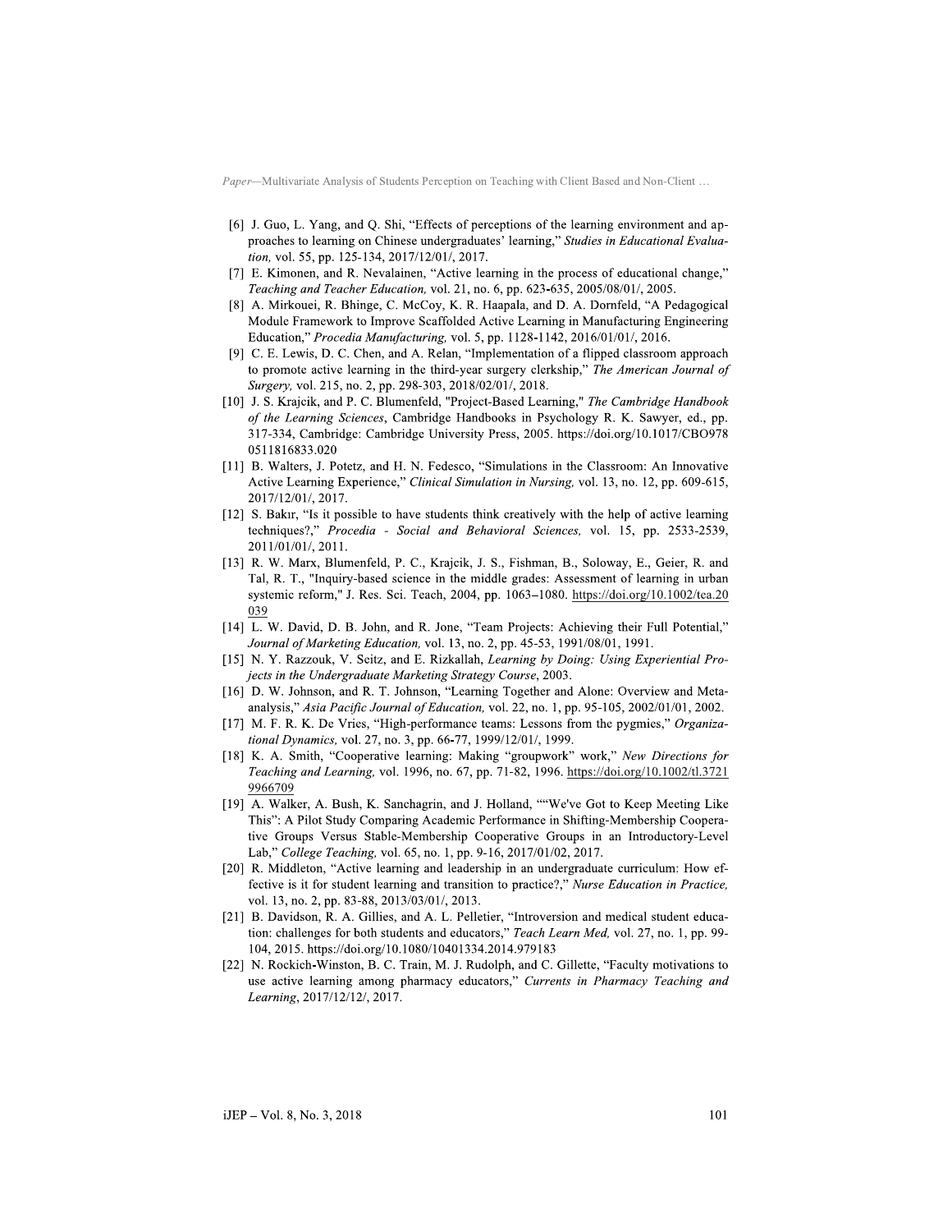[6] J. Guo, L. Yang, and Q. Shi, "Effects of perceptions of the learning environment and approaches to learning on Chinese undergraduates' learning," *Studies in Educational Evaluation,* vol. 55, pp. 125-134, 2017/12/01/, 2017.

[7] E. Kimonen, and R. Nevalainen, "Active learning in the process of educational change," *Teaching and Teacher Education,* vol. 21, no. 6, pp. 623-635, 2005/08/01/, 2005.

[8] A. Mirkouei, R. Bhinge, C. McCoy, K. R. Haapala, and D. A. Dornfeld, "A Pedagogical Module Framework to Improve Scaffolded Active Learning in Manufacturing Engineering Education," *Procedia Manufacturing,* vol. 5, pp. 1128-1142, 2016/01/01/, 2016.

[9] C. E. Lewis, D. C. Chen, and A. Relan, "Implementation of a flipped classroom approach to promote active learning in the third-year surgery clerkship," *The American Journal of Surgery,* vol. 215, no. 2, pp. 298-303, 2018/02/01/, 2018.

[10] J. S. Krajcik, and P. C. Blumenfeld, "Project-Based Learning," *The Cambridge Handbook of the Learning Sciences*, Cambridge Handbooks in Psychology R. K. Sawyer, ed., pp. 317-334, Cambridge: Cambridge University Press, 2005. https://doi.org/10.1017/CBO9780511816833.020

[11] B. Walters, J. Potetz, and H. N. Fedesco, "Simulations in the Classroom: An Innovative Active Learning Experience," *Clinical Simulation in Nursing,* vol. 13, no. 12, pp. 609-615, 2017/12/01/, 2017.

[12] S. Bakır, "Is it possible to have students think creatively with the help of active learning techniques?," *Procedia - Social and Behavioral Sciences,* vol. 15, pp. 2533-2539, 2011/01/01/, 2011.

[13] R. W. Marx, Blumenfeld, P. C., Krajcik, J. S., Fishman, B., Soloway, E., Geier, R. and Tal, R. T., "Inquiry-based science in the middle grades: Assessment of learning in urban systemic reform," J. Res. Sci. Teach, 2004, pp. 1063–1080. https://doi.org/10.1002/tea.20039

[14] L. W. David, D. B. John, and R. Jone, "Team Projects: Achieving their Full Potential," *Journal of Marketing Education,* vol. 13, no. 2, pp. 45-53, 1991/08/01, 1991.

[15] N. Y. Razzouk, V. Seitz, and E. Rizkallah, *Learning by Doing: Using Experiential Projects in the Undergraduate Marketing Strategy Course*, 2003.

[16] D. W. Johnson, and R. T. Johnson, "Learning Together and Alone: Overview and Meta-analysis," *Asia Pacific Journal of Education,* vol. 22, no. 1, pp. 95-105, 2002/01/01, 2002.

[17] M. F. R. K. De Vries, "High-performance teams: Lessons from the pygmies," *Organizational Dynamics,* vol. 27, no. 3, pp. 66-77, 1999/12/01/, 1999.

[18] K. A. Smith, "Cooperative learning: Making "groupwork" work," *New Directions for Teaching and Learning,* vol. 1996, no. 67, pp. 71-82, 1996. https://doi.org/10.1002/tl.37219966709

[19] A. Walker, A. Bush, K. Sanchagrin, and J. Holland, ""We've Got to Keep Meeting Like This": A Pilot Study Comparing Academic Performance in Shifting-Membership Cooperative Groups Versus Stable-Membership Cooperative Groups in an Introductory-Level Lab," *College Teaching,* vol. 65, no. 1, pp. 9-16, 2017/01/02, 2017.

[20] R. Middleton, "Active learning and leadership in an undergraduate curriculum: How effective is it for student learning and transition to practice?," *Nurse Education in Practice,* vol. 13, no. 2, pp. 83-88, 2013/03/01/, 2013.

[21] B. Davidson, R. A. Gillies, and A. L. Pelletier, "Introversion and medical student education: challenges for both students and educators," *Teach Learn Med,* vol. 27, no. 1, pp. 99-104, 2015. https://doi.org/10.1080/10401334.2014.979183

[22] N. Rockich-Winston, B. C. Train, M. J. Rudolph, and C. Gillette, "Faculty motivations to use active learning among pharmacy educators," *Currents in Pharmacy Teaching and Learning*, 2017/12/12/, 2017.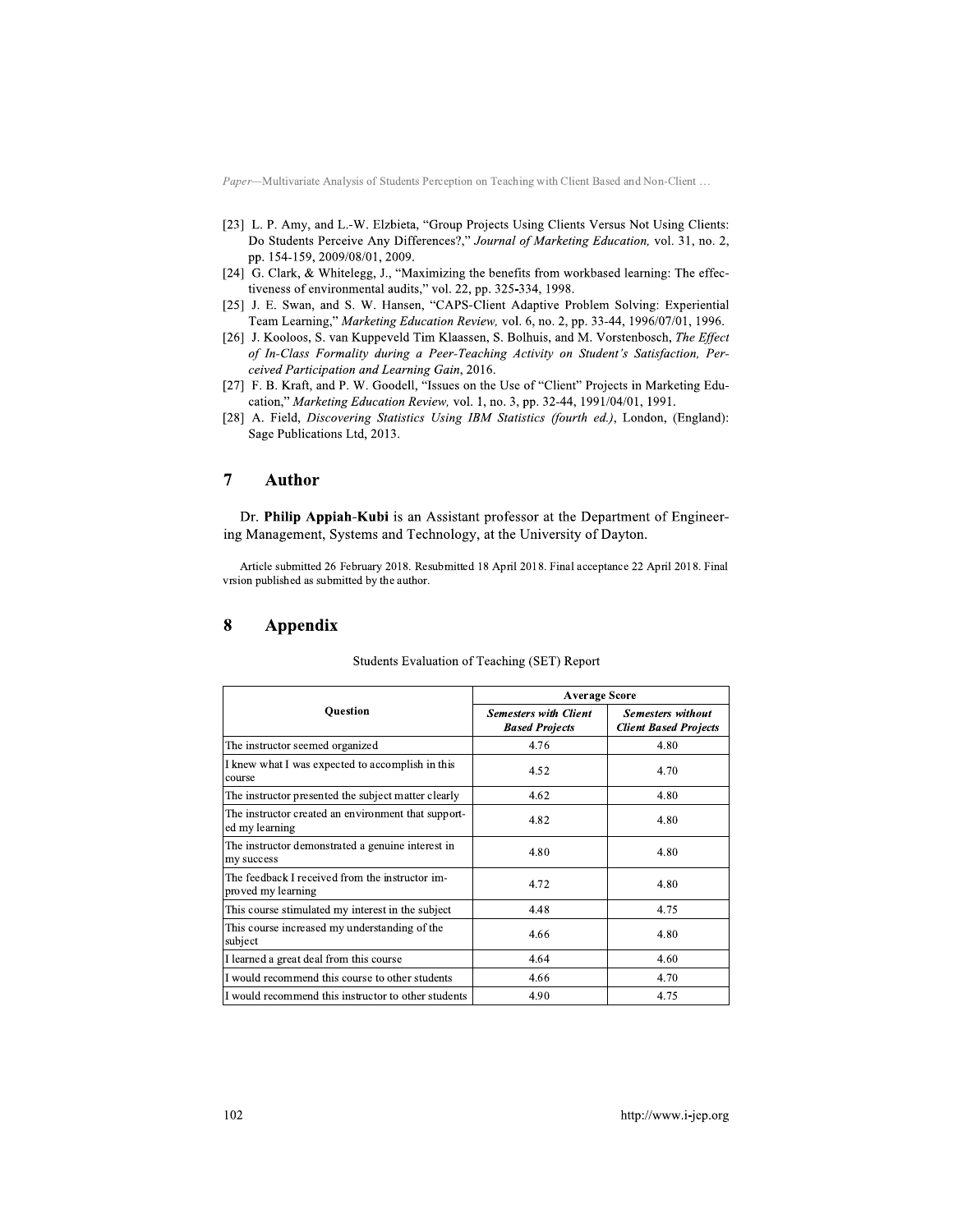[23] L. P. Amy, and L.-W. Elzbieta, "Group Projects Using Clients Versus Not Using Clients: Do Students Perceive Any Differences?," *Journal of Marketing Education,* vol. 31, no. 2, pp. 154-159, 2009/08/01, 2009.

[24] G. Clark, & Whitelegg, J., "Maximizing the benefits from workbased learning: The effectiveness of environmental audits," vol. 22, pp. 325-334, 1998.

[25] J. E. Swan, and S. W. Hansen, "CAPS-Client Adaptive Problem Solving: Experiential Team Learning," *Marketing Education Review,* vol. 6, no. 2, pp. 33-44, 1996/07/01, 1996.

[26] J. Kooloos, S. van Kuppeveld Tim Klaassen, S. Bolhuis, and M. Vorstenbosch, *The Effect of In-Class Formality during a Peer-Teaching Activity on Student's Satisfaction, Perceived Participation and Learning Gain*, 2016.

[27] F. B. Kraft, and P. W. Goodell, "Issues on the Use of "Client" Projects in Marketing Education," *Marketing Education Review,* vol. 1, no. 3, pp. 32-44, 1991/04/01, 1991.

[28] A. Field, *Discovering Statistics Using IBM Statistics (fourth ed.)*, London, (England): Sage Publications Ltd, 2013.

## 7 Author

Dr. **Philip Appiah-Kubi** is an Assistant professor at the Department of Engineering Management, Systems and Technology, at the University of Dayton.

Article submitted 26 February 2018. Resubmitted 18 April 2018. Final acceptance 22 April 2018. Final vrsion published as submitted by the author.

## 8 Appendix

Students Evaluation of Teaching (SET) Report

| Question | Average Score | |
|---|---|---|
| | ***Semesters with Client Based Projects*** | ***Semesters without Client Based Projects*** |
| The instructor seemed organized | 4.76 | 4.80 |
| I knew what I was expected to accomplish in this course | 4.52 | 4.70 |
| The instructor presented the subject matter clearly | 4.62 | 4.80 |
| The instructor created an environment that supported my learning | 4.82 | 4.80 |
| The instructor demonstrated a genuine interest in my success | 4.80 | 4.80 |
| The feedback I received from the instructor improved my learning | 4.72 | 4.80 |
| This course stimulated my interest in the subject | 4.48 | 4.75 |
| This course increased my understanding of the subject | 4.66 | 4.80 |
| I learned a great deal from this course | 4.64 | 4.60 |
| I would recommend this course to other students | 4.66 | 4.70 |
| I would recommend this instructor to other students | 4.90 | 4.75 |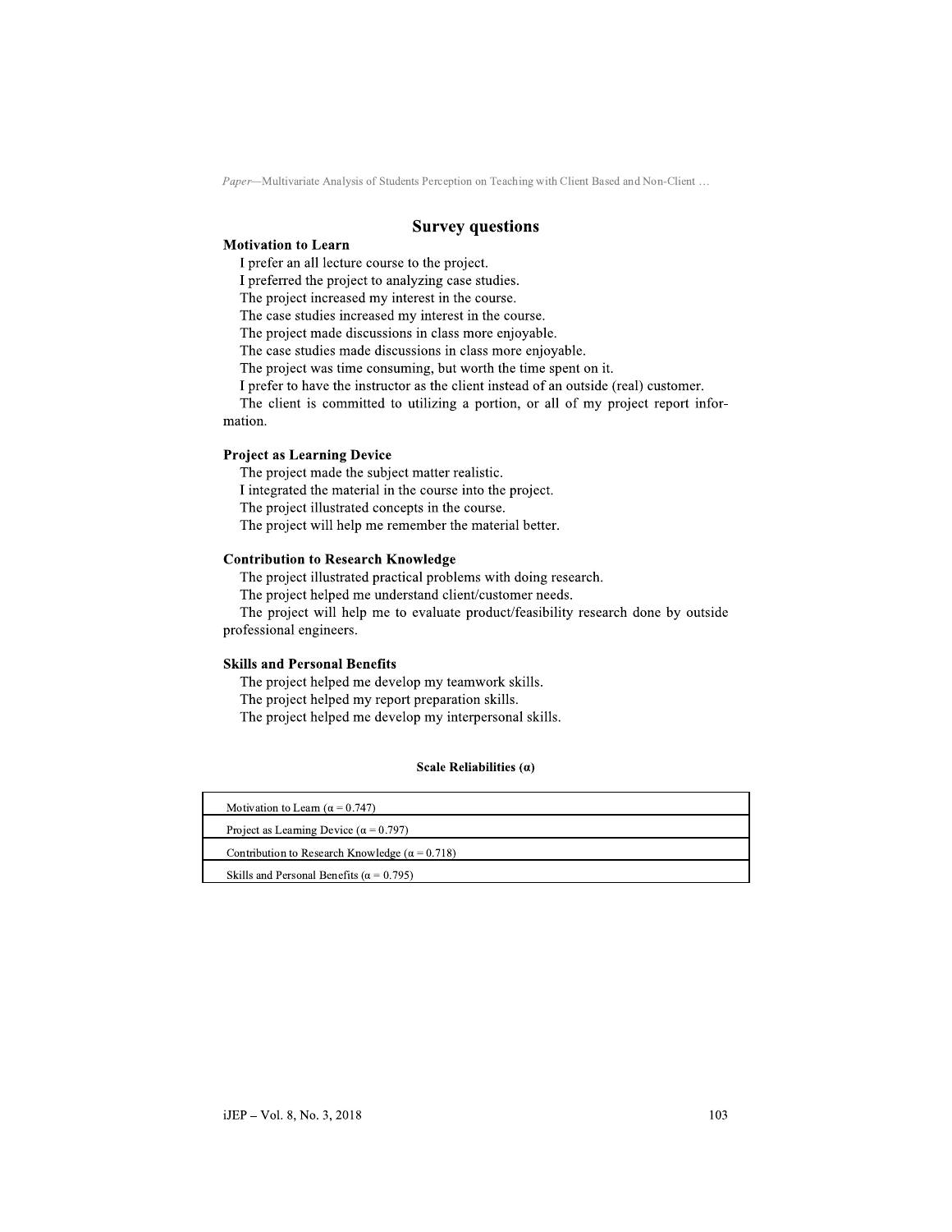## Survey questions

### Motivation to Learn

I prefer an all lecture course to the project.

I preferred the project to analyzing case studies.

The project increased my interest in the course.

The case studies increased my interest in the course.

The project made discussions in class more enjoyable.

The case studies made discussions in class more enjoyable.

The project was time consuming, but worth the time spent on it.

I prefer to have the instructor as the client instead of an outside (real) customer.

The client is committed to utilizing a portion, or all of my project report information.

### Project as Learning Device

The project made the subject matter realistic.

I integrated the material in the course into the project.

The project illustrated concepts in the course.

The project will help me remember the material better.

### Contribution to Research Knowledge

The project illustrated practical problems with doing research.

The project helped me understand client/customer needs.

The project will help me to evaluate product/feasibility research done by outside professional engineers.

### Skills and Personal Benefits

The project helped me develop my teamwork skills.

The project helped my report preparation skills.

The project helped me develop my interpersonal skills.

**Scale Reliabilities (α)**

| |
|---|
| Motivation to Learn ($\alpha = 0.747$) |
| Project as Learning Device ($\alpha = 0.797$) |
| Contribution to Research Knowledge ($\alpha = 0.718$) |
| Skills and Personal Benefits ($\alpha = 0.795$) |